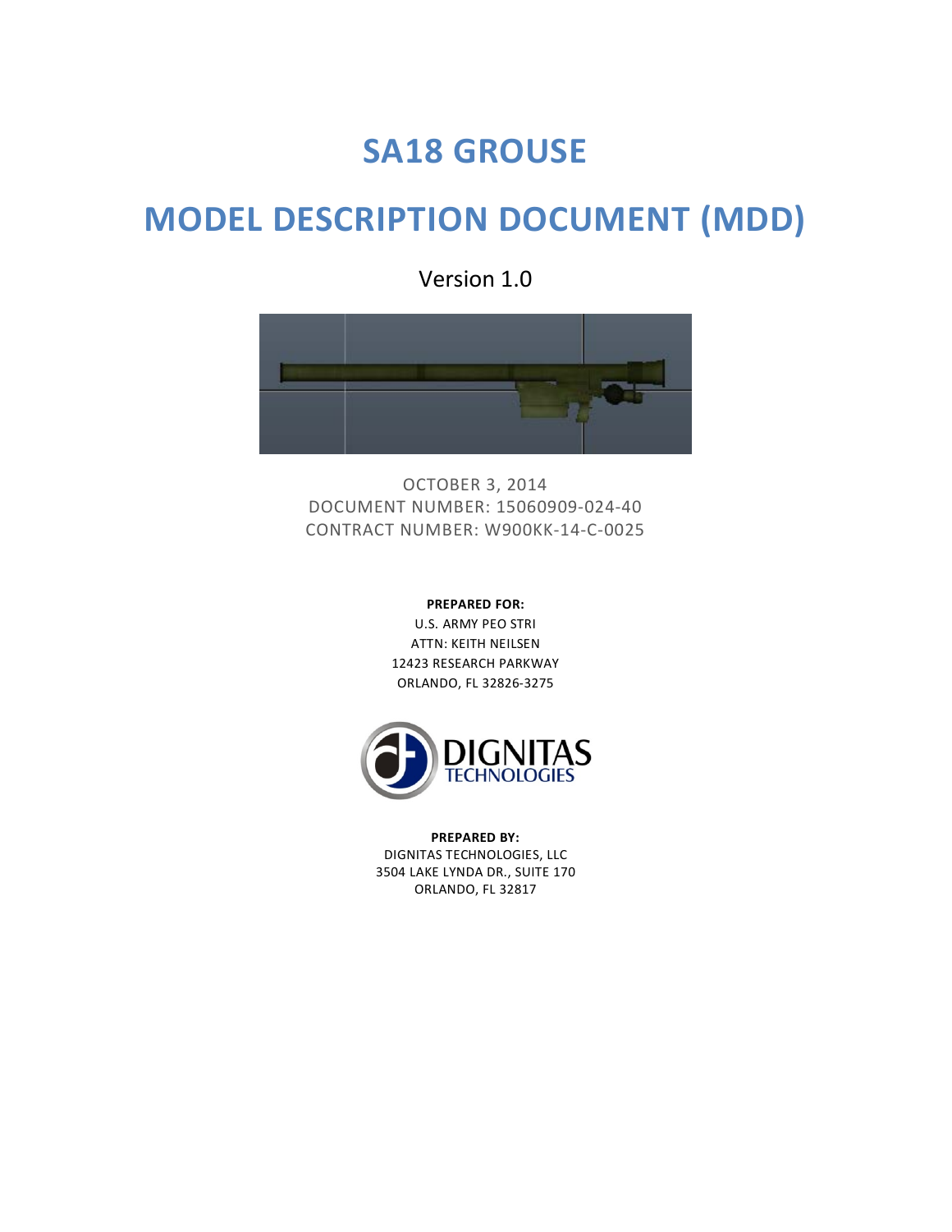# SA18 GROUSE

# MODEL DESCRIPTION DOCUMENT (MDD)

Version 1.0

OCTOBER 3, 2014
DOCUMENT NUMBER: 15060909-024-40
CONTRACT NUMBER: W900KK-14-C-0025

**PREPARED FOR:**
U.S. ARMY PEO STRI
ATTN: KEITH NEILSEN
12423 RESEARCH PARKWAY
ORLANDO, FL 32826-3275

DIGNITAS TECHNOLOGIES

**PREPARED BY:**
DIGNITAS TECHNOLOGIES, LLC
3504 LAKE LYNDA DR., SUITE 170
ORLANDO, FL 32817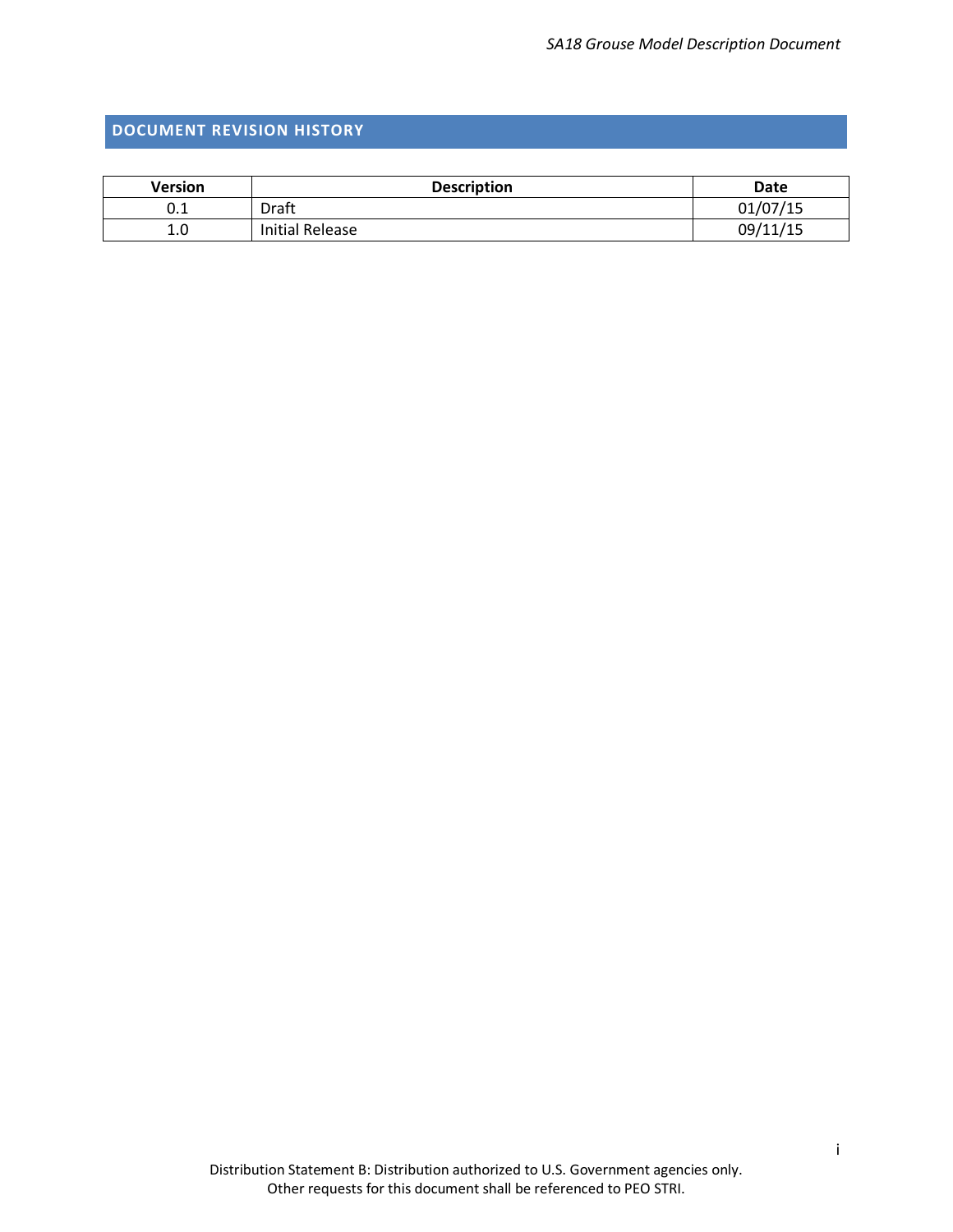## DOCUMENT REVISION HISTORY

| Version | Description | Date |
|---|---|---|
| 0.1 | Draft | 01/07/15 |
| 1.0 | Initial Release | 09/11/15 |

Distribution Statement B: Distribution authorized to U.S. Government agencies only.
Other requests for this document shall be referenced to PEO STRI.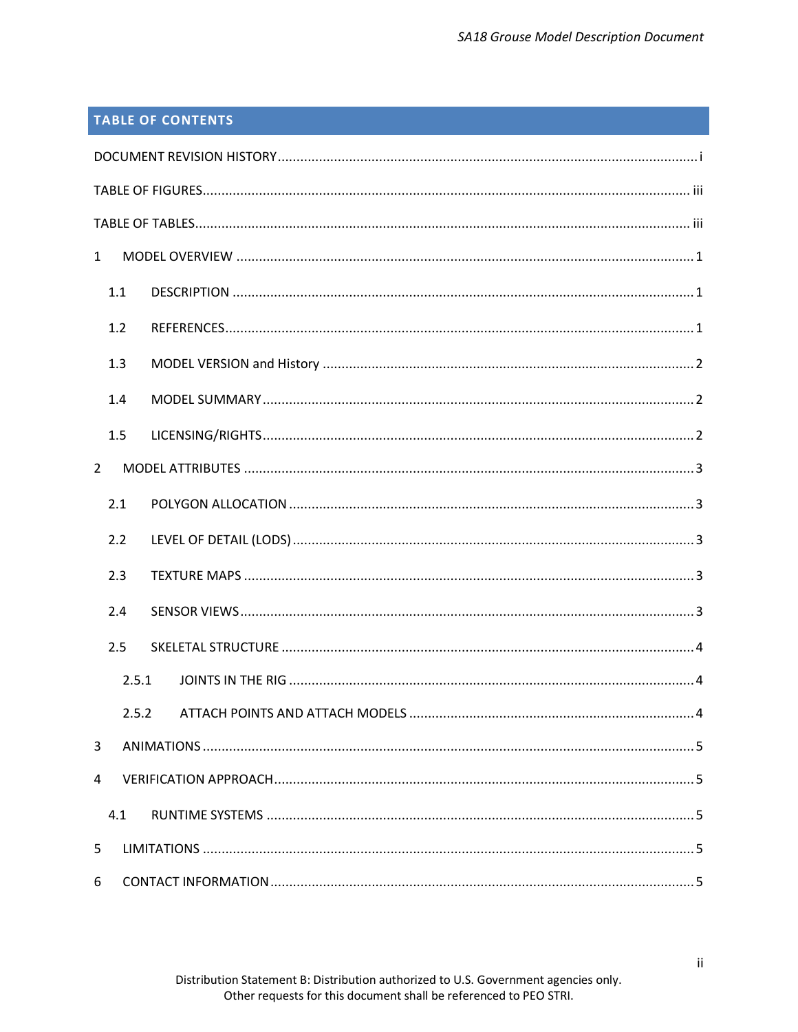## TABLE OF CONTENTS

DOCUMENT REVISION HISTORY ........................................................................................................ i

TABLE OF FIGURES ........................................................................................................................ iii

TABLE OF TABLES ........................................................................................................................... iii

1 MODEL OVERVIEW ........................................................................................................................ 1

- 1.1 DESCRIPTION ........................................................................................................................ 1
- 1.2 REFERENCES .......................................................................................................................... 1
- 1.3 MODEL VERSION and History ................................................................................................. 2
- 1.4 MODEL SUMMARY ................................................................................................................. 2
- 1.5 LICENSING/RIGHTS ................................................................................................................ 2

2 MODEL ATTRIBUTES ...................................................................................................................... 3

- 2.1 POLYGON ALLOCATION .......................................................................................................... 3
- 2.2 LEVEL OF DETAIL (LODS) ......................................................................................................... 3
- 2.3 TEXTURE MAPS ...................................................................................................................... 3
- 2.4 SENSOR VIEWS ....................................................................................................................... 3
- 2.5 SKELETAL STRUCTURE ........................................................................................................... 4
  - 2.5.1 JOINTS IN THE RIG .......................................................................................................... 4
  - 2.5.2 ATTACH POINTS AND ATTACH MODELS .......................................................................... 4

3 ANIMATIONS ................................................................................................................................. 5

4 VERIFICATION APPROACH ............................................................................................................. 5

- 4.1 RUNTIME SYSTEMS ................................................................................................................ 5

5 LIMITATIONS ................................................................................................................................. 5

6 CONTACT INFORMATION ............................................................................................................... 5

Distribution Statement B: Distribution authorized to U.S. Government agencies only.
Other requests for this document shall be referenced to PEO STRI.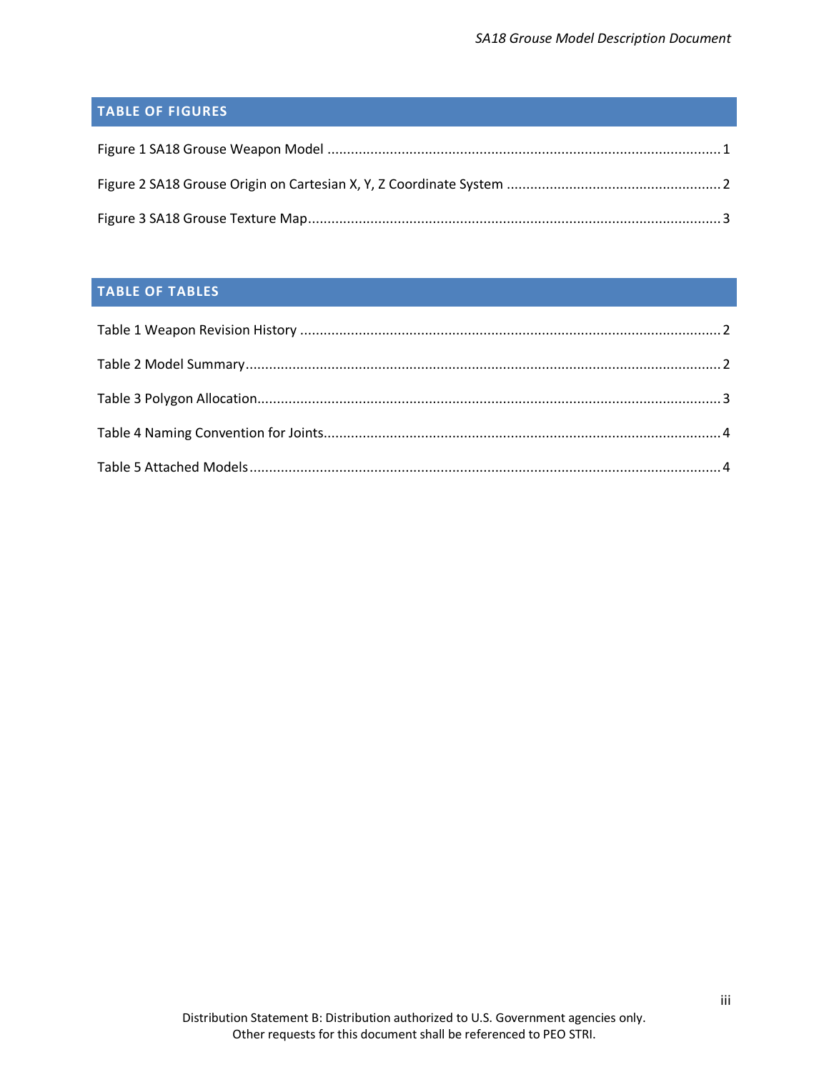## TABLE OF FIGURES

Figure 1 SA18 Grouse Weapon Model ........................................................................................ 1

Figure 2 SA18 Grouse Origin on Cartesian X, Y, Z Coordinate System ........................................................ 2

Figure 3 SA18 Grouse Texture Map........................................................................................ 3

## TABLE OF TABLES

Table 1 Weapon Revision History ........................................................................................ 2

Table 2 Model Summary........................................................................................ 2

Table 3 Polygon Allocation........................................................................................ 3

Table 4 Naming Convention for Joints........................................................................................ 4

Table 5 Attached Models........................................................................................ 4

Distribution Statement B: Distribution authorized to U.S. Government agencies only.
Other requests for this document shall be referenced to PEO STRI.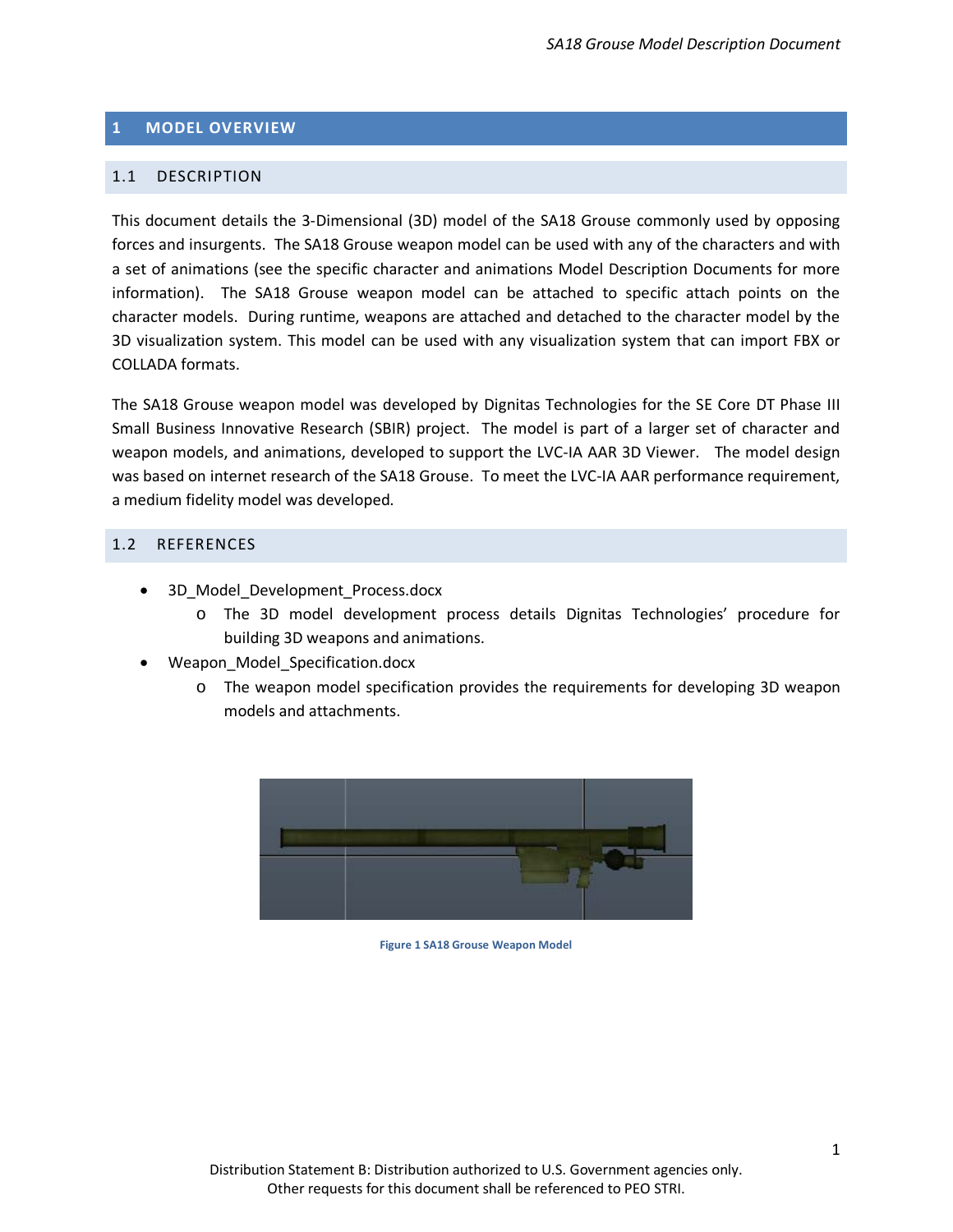# 1 MODEL OVERVIEW

## 1.1 DESCRIPTION

This document details the 3-Dimensional (3D) model of the SA18 Grouse commonly used by opposing forces and insurgents. The SA18 Grouse weapon model can be used with any of the characters and with a set of animations (see the specific character and animations Model Description Documents for more information). The SA18 Grouse weapon model can be attached to specific attach points on the character models. During runtime, weapons are attached and detached to the character model by the 3D visualization system. This model can be used with any visualization system that can import FBX or COLLADA formats.

The SA18 Grouse weapon model was developed by Dignitas Technologies for the SE Core DT Phase III Small Business Innovative Research (SBIR) project. The model is part of a larger set of character and weapon models, and animations, developed to support the LVC-IA AAR 3D Viewer. The model design was based on internet research of the SA18 Grouse. To meet the LVC-IA AAR performance requirement, a medium fidelity model was developed.

## 1.2 REFERENCES

- 3D_Model_Development_Process.docx
  - The 3D model development process details Dignitas Technologies' procedure for building 3D weapons and animations.
- Weapon_Model_Specification.docx
  - The weapon model specification provides the requirements for developing 3D weapon models and attachments.

Figure 1 SA18 Grouse Weapon Model

Distribution Statement B: Distribution authorized to U.S. Government agencies only.
Other requests for this document shall be referenced to PEO STRI.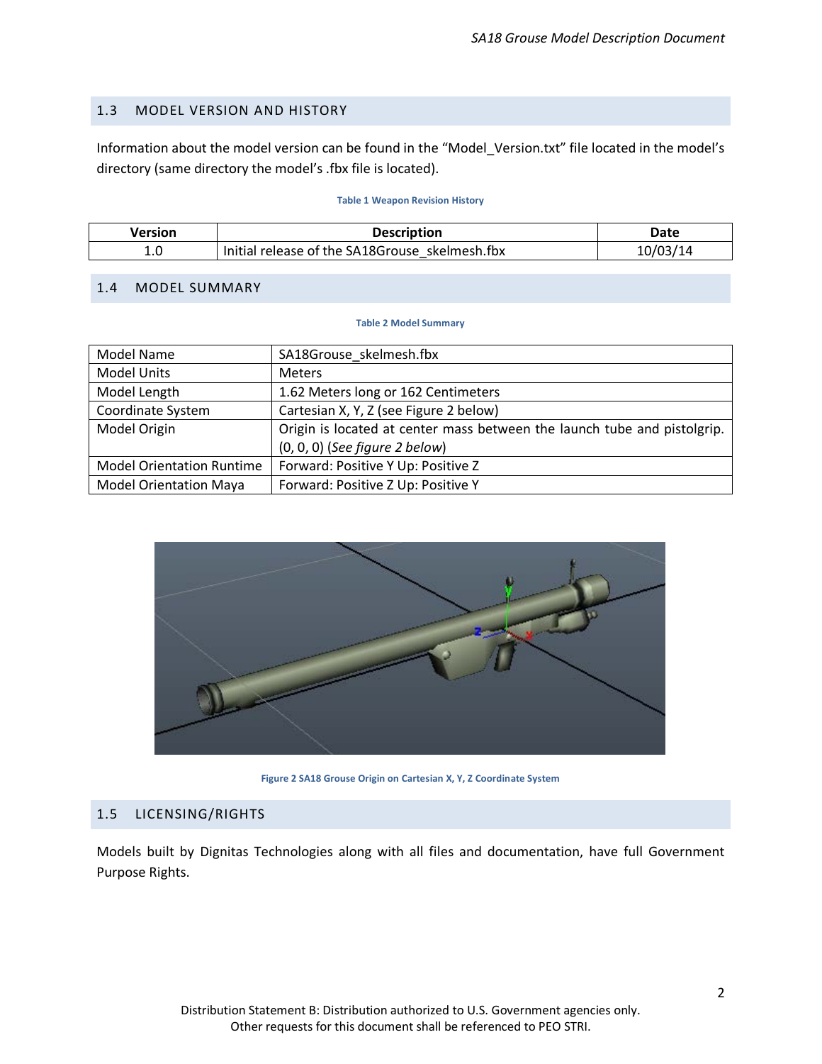## 1.3 MODEL VERSION AND HISTORY

Information about the model version can be found in the "Model_Version.txt" file located in the model's directory (same directory the model's .fbx file is located).

**Table 1 Weapon Revision History**

| Version | Description | Date |
|---|---|---|
| 1.0 | Initial release of the SA18Grouse_skelmesh.fbx | 10/03/14 |

## 1.4 MODEL SUMMARY

**Table 2 Model Summary**

| | |
|---|---|
| Model Name | SA18Grouse_skelmesh.fbx |
| Model Units | Meters |
| Model Length | 1.62 Meters long or 162 Centimeters |
| Coordinate System | Cartesian X, Y, Z (see Figure 2 below) |
| Model Origin | Origin is located at center mass between the launch tube and pistolgrip. (0, 0, 0) (*See figure 2 below*) |
| Model Orientation Runtime | Forward: Positive Y Up: Positive Z |
| Model Orientation Maya | Forward: Positive Z Up: Positive Y |

Figure 2 SA18 Grouse Origin on Cartesian X, Y, Z Coordinate System

## 1.5 LICENSING/RIGHTS

Models built by Dignitas Technologies along with all files and documentation, have full Government Purpose Rights.

Distribution Statement B: Distribution authorized to U.S. Government agencies only.
Other requests for this document shall be referenced to PEO STRI.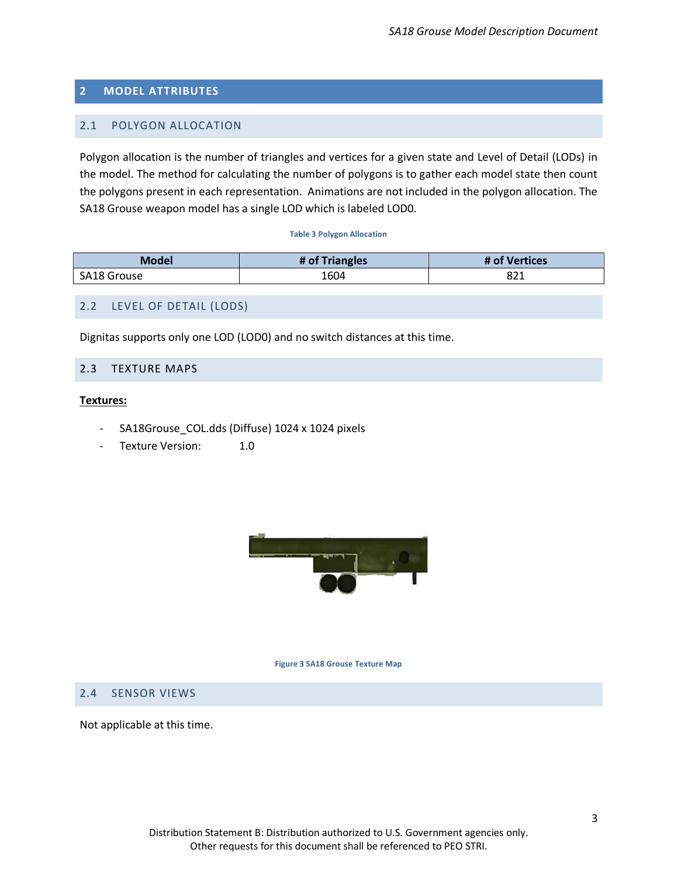# 2 MODEL ATTRIBUTES

## 2.1 POLYGON ALLOCATION

Polygon allocation is the number of triangles and vertices for a given state and Level of Detail (LODs) in the model. The method for calculating the number of polygons is to gather each model state then count the polygons present in each representation. Animations are not included in the polygon allocation. The SA18 Grouse weapon model has a single LOD which is labeled LOD0.

**Table 3 Polygon Allocation**

| Model | # of Triangles | # of Vertices |
| --- | --- | --- |
| SA18 Grouse | 1604 | 821 |

## 2.2 LEVEL OF DETAIL (LODS)

Dignitas supports only one LOD (LOD0) and no switch distances at this time.

## 2.3 TEXTURE MAPS

**Textures:**

- SA18Grouse_COL.dds (Diffuse) 1024 x 1024 pixels
- Texture Version: 1.0

**Figure 3 SA18 Grouse Texture Map**

## 2.4 SENSOR VIEWS

Not applicable at this time.

Distribution Statement B: Distribution authorized to U.S. Government agencies only. Other requests for this document shall be referenced to PEO STRI.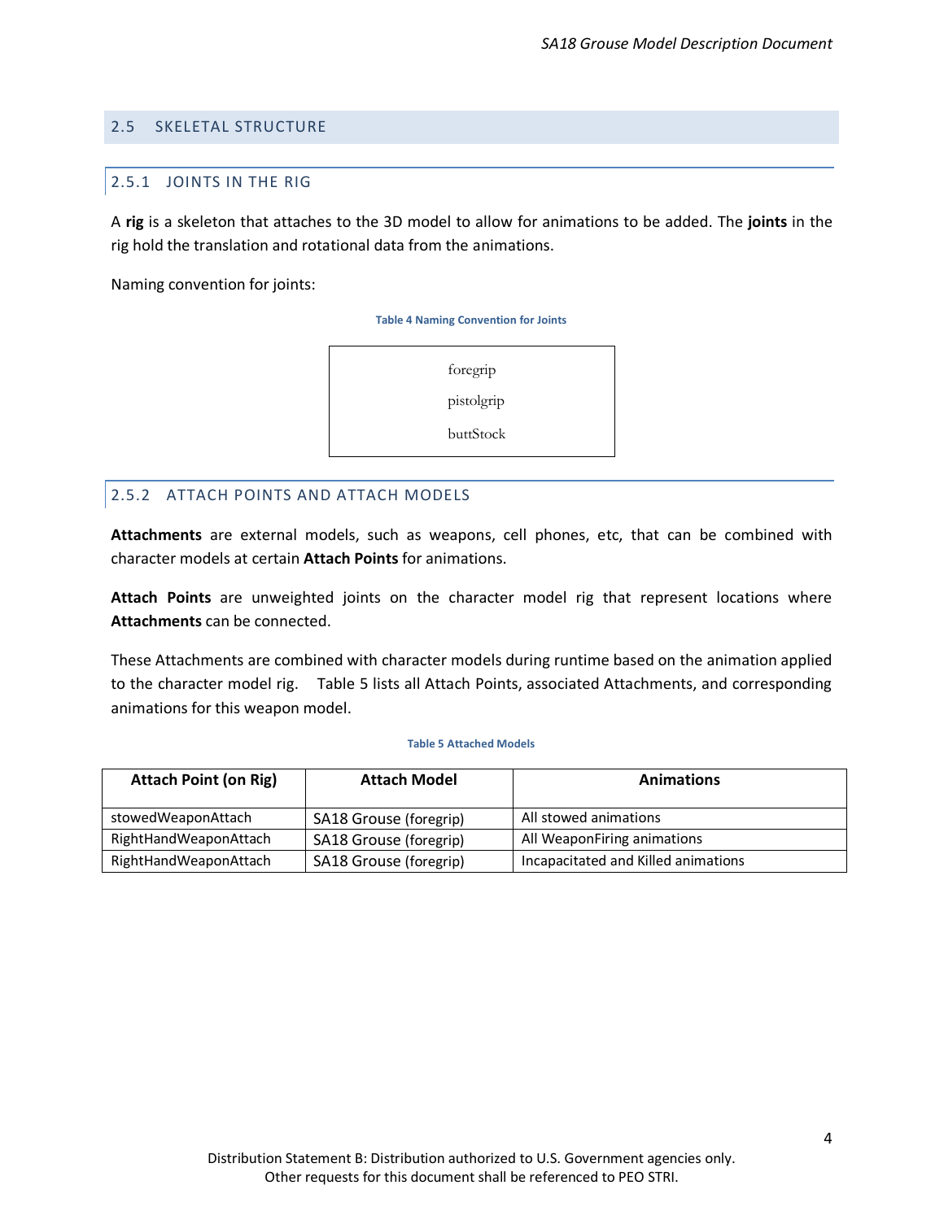## 2.5 SKELETAL STRUCTURE

### 2.5.1 JOINTS IN THE RIG

A **rig** is a skeleton that attaches to the 3D model to allow for animations to be added. The **joints** in the rig hold the translation and rotational data from the animations.

Naming convention for joints:

**Table 4 Naming Convention for Joints**

| |
|---|
| foregrip |
| pistolgrip |
| buttStock |

### 2.5.2 ATTACH POINTS AND ATTACH MODELS

**Attachments** are external models, such as weapons, cell phones, etc, that can be combined with character models at certain **Attach Points** for animations.

**Attach Points** are unweighted joints on the character model rig that represent locations where **Attachments** can be connected.

These Attachments are combined with character models during runtime based on the animation applied to the character model rig. Table 5 lists all Attach Points, associated Attachments, and corresponding animations for this weapon model.

**Table 5 Attached Models**

| Attach Point (on Rig) | Attach Model | Animations |
|---|---|---|
| stowedWeaponAttach | SA18 Grouse (foregrip) | All stowed animations |
| RightHandWeaponAttach | SA18 Grouse (foregrip) | All WeaponFiring animations |
| RightHandWeaponAttach | SA18 Grouse (foregrip) | Incapacitated and Killed animations |

Distribution Statement B: Distribution authorized to U.S. Government agencies only.
Other requests for this document shall be referenced to PEO STRI.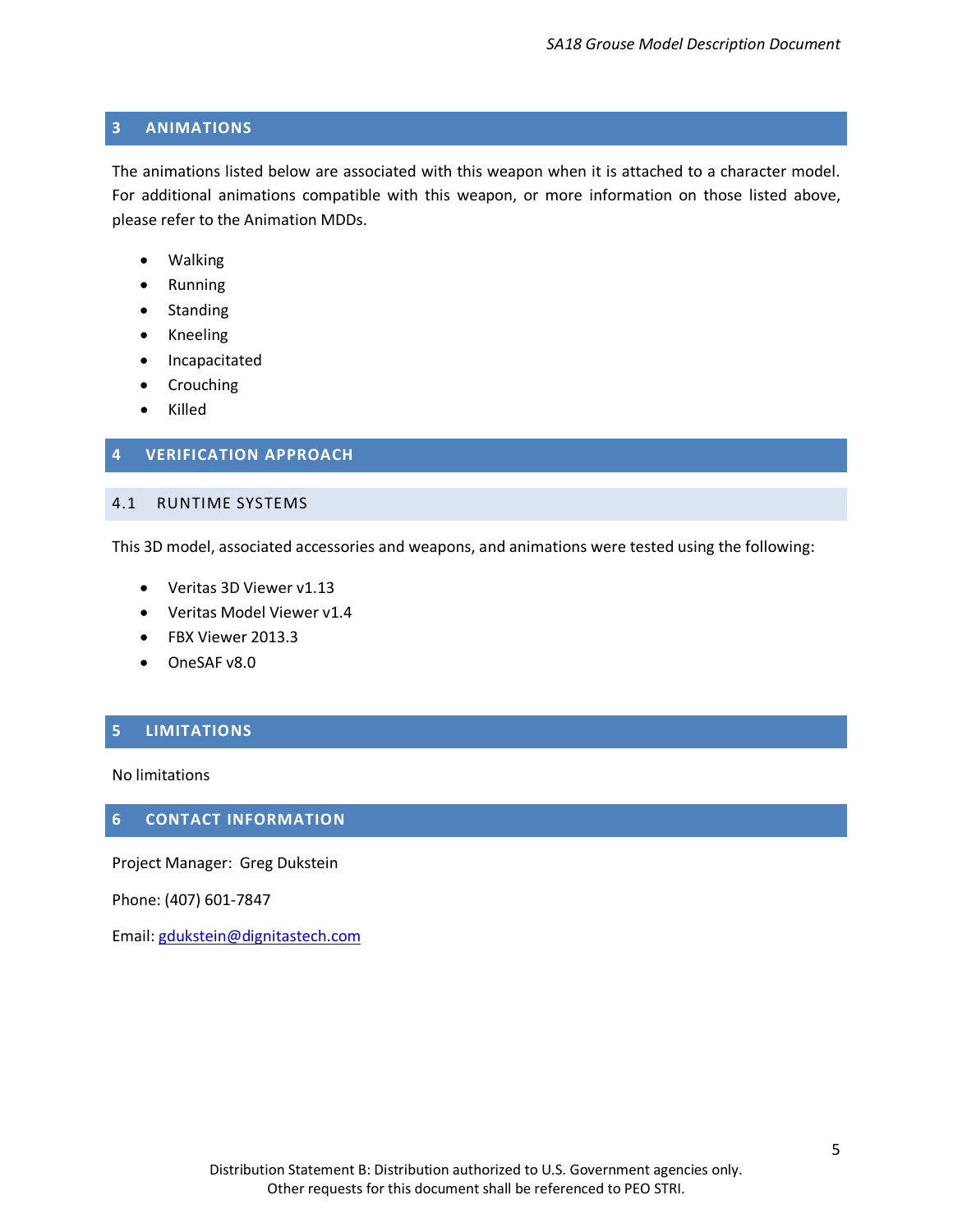# 3 ANIMATIONS

The animations listed below are associated with this weapon when it is attached to a character model. For additional animations compatible with this weapon, or more information on those listed above, please refer to the Animation MDDs.

- Walking
- Running
- Standing
- Kneeling
- Incapacitated
- Crouching
- Killed

# 4 VERIFICATION APPROACH

## 4.1 RUNTIME SYSTEMS

This 3D model, associated accessories and weapons, and animations were tested using the following:

- Veritas 3D Viewer v1.13
- Veritas Model Viewer v1.4
- FBX Viewer 2013.3
- OneSAF v8.0

# 5 LIMITATIONS

No limitations

# 6 CONTACT INFORMATION

Project Manager: Greg Dukstein

Phone: (407) 601-7847

Email: gdukstein@dignitastech.com

Distribution Statement B: Distribution authorized to U.S. Government agencies only.
Other requests for this document shall be referenced to PEO STRI.